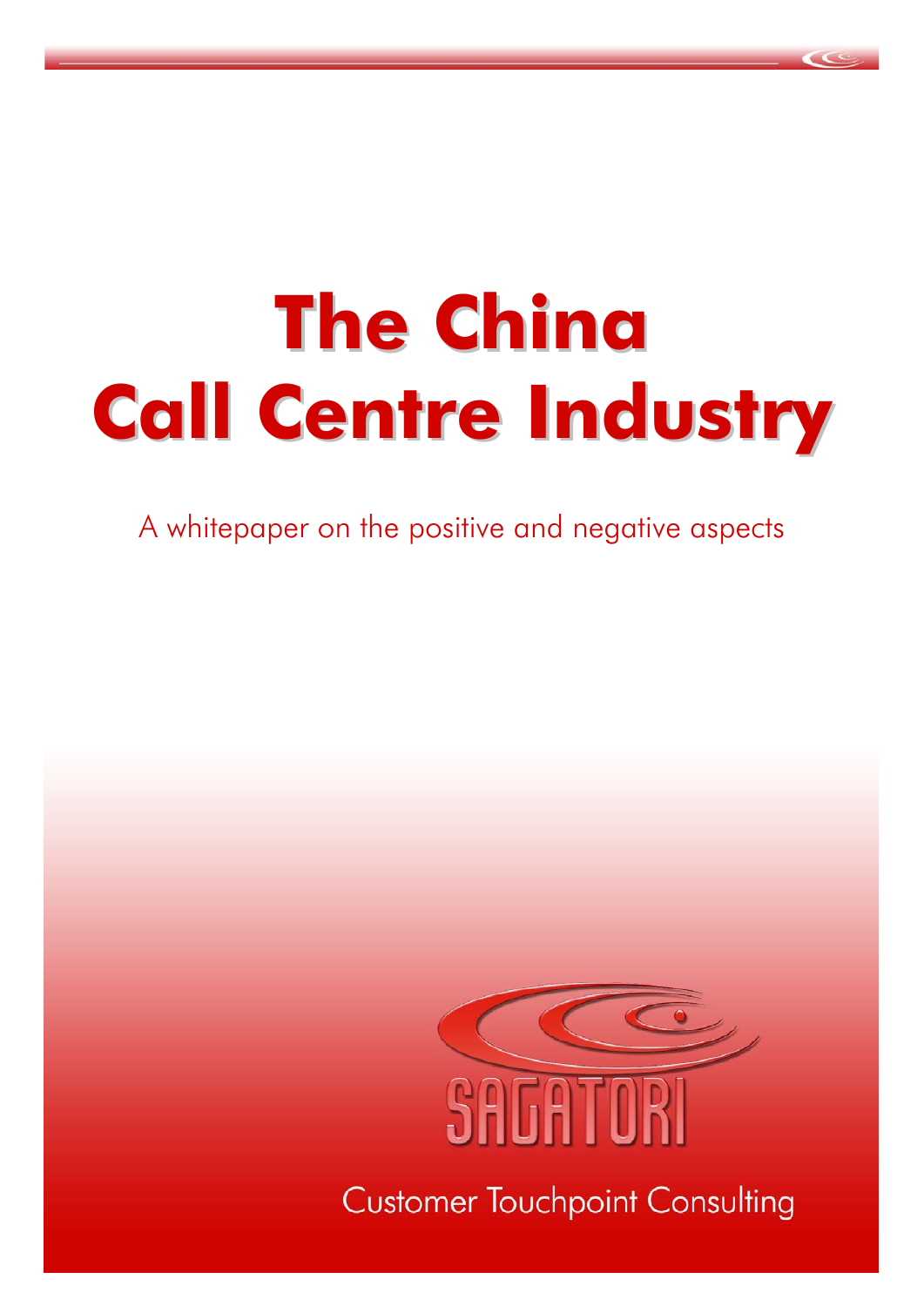# The China Call Centre Industry

A whitepaper on the positive and negative aspects

SAGATORI

Customer Touchpoint Consulting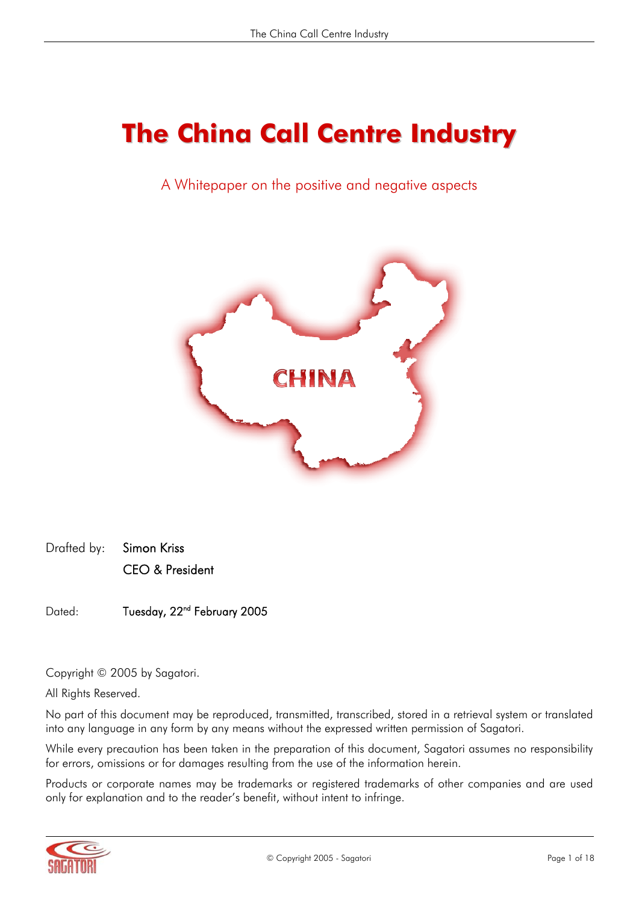# The China Call Centre Industry

A Whitepaper on the positive and negative aspects

Drafted by: Simon Kriss
CEO & President

Dated: Tuesday, 22nd February 2005

Copyright © 2005 by Sagatori.

All Rights Reserved.

No part of this document may be reproduced, transmitted, transcribed, stored in a retrieval system or translated into any language in any form by any means without the expressed written permission of Sagatori.

While every precaution has been taken in the preparation of this document, Sagatori assumes no responsibility for errors, omissions or for damages resulting from the use of the information herein.

Products or corporate names may be trademarks or registered trademarks of other companies and are used only for explanation and to the reader's benefit, without intent to infringe.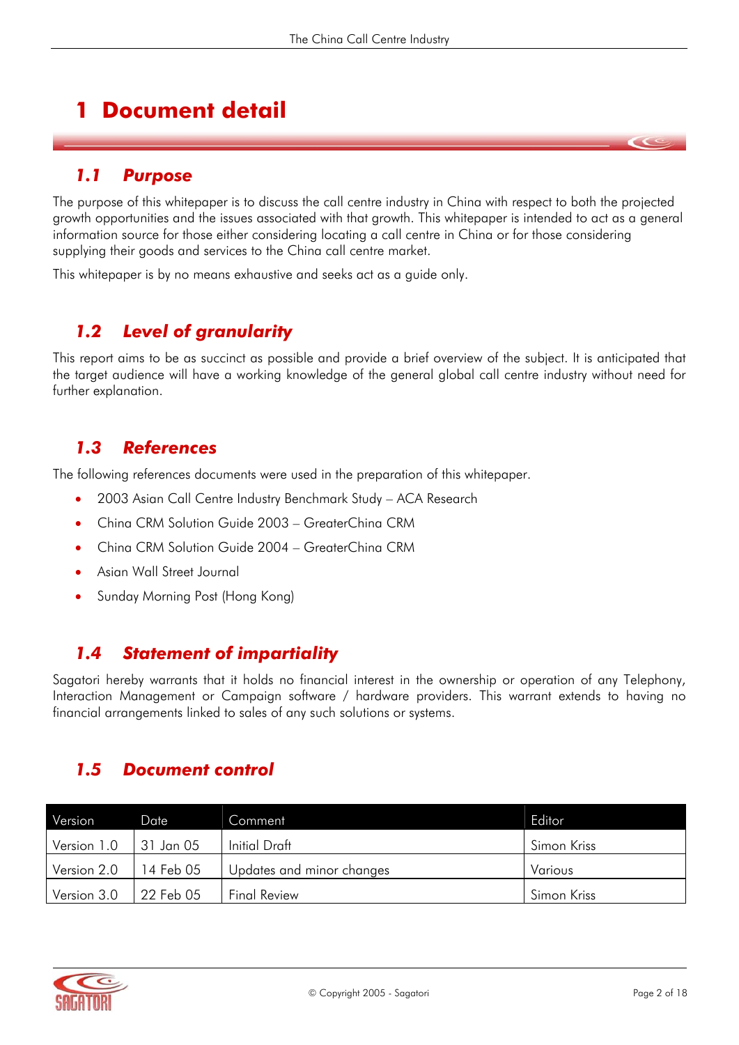# 1 Document detail

## 1.1 Purpose

The purpose of this whitepaper is to discuss the call centre industry in China with respect to both the projected growth opportunities and the issues associated with that growth. This whitepaper is intended to act as a general information source for those either considering locating a call centre in China or for those considering supplying their goods and services to the China call centre market.

This whitepaper is by no means exhaustive and seeks act as a guide only.

## 1.2 Level of granularity

This report aims to be as succinct as possible and provide a brief overview of the subject. It is anticipated that the target audience will have a working knowledge of the general global call centre industry without need for further explanation.

## 1.3 References

The following references documents were used in the preparation of this whitepaper.

- 2003 Asian Call Centre Industry Benchmark Study – ACA Research
- China CRM Solution Guide 2003 – GreaterChina CRM
- China CRM Solution Guide 2004 – GreaterChina CRM
- Asian Wall Street Journal
- Sunday Morning Post (Hong Kong)

## 1.4 Statement of impartiality

Sagatori hereby warrants that it holds no financial interest in the ownership or operation of any Telephony, Interaction Management or Campaign software / hardware providers. This warrant extends to having no financial arrangements linked to sales of any such solutions or systems.

## 1.5 Document control

| Version | Date | Comment | Editor |
|---|---|---|---|
| Version 1.0 | 31 Jan 05 | Initial Draft | Simon Kriss |
| Version 2.0 | 14 Feb 05 | Updates and minor changes | Various |
| Version 3.0 | 22 Feb 05 | Final Review | Simon Kriss |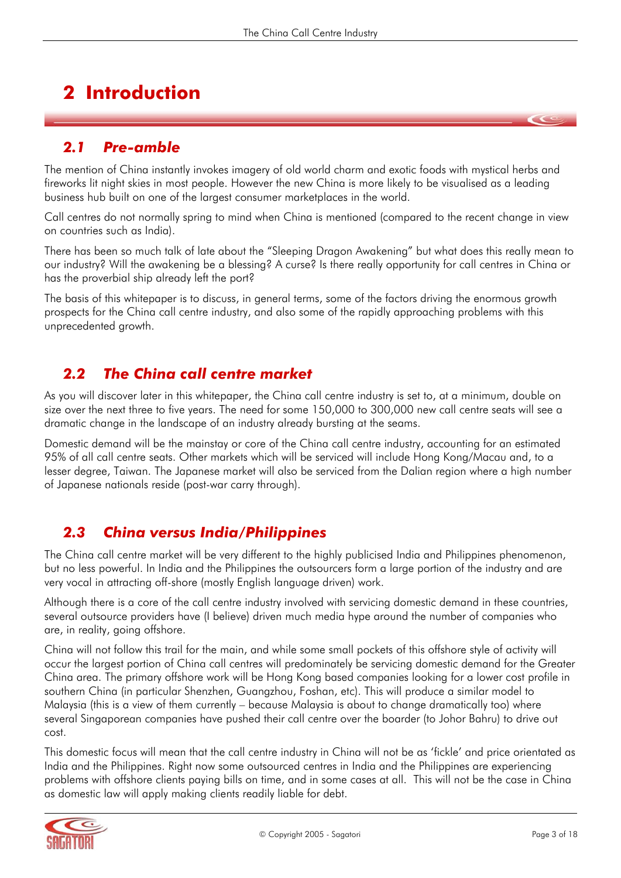# 2 Introduction

## *2.1 Pre-amble*

The mention of China instantly invokes imagery of old world charm and exotic foods with mystical herbs and fireworks lit night skies in most people. However the new China is more likely to be visualised as a leading business hub built on one of the largest consumer marketplaces in the world.

Call centres do not normally spring to mind when China is mentioned (compared to the recent change in view on countries such as India).

There has been so much talk of late about the "Sleeping Dragon Awakening" but what does this really mean to our industry? Will the awakening be a blessing? A curse? Is there really opportunity for call centres in China or has the proverbial ship already left the port?

The basis of this whitepaper is to discuss, in general terms, some of the factors driving the enormous growth prospects for the China call centre industry, and also some of the rapidly approaching problems with this unprecedented growth.

## *2.2 The China call centre market*

As you will discover later in this whitepaper, the China call centre industry is set to, at a minimum, double on size over the next three to five years. The need for some 150,000 to 300,000 new call centre seats will see a dramatic change in the landscape of an industry already bursting at the seams.

Domestic demand will be the mainstay or core of the China call centre industry, accounting for an estimated 95% of all call centre seats. Other markets which will be serviced will include Hong Kong/Macau and, to a lesser degree, Taiwan. The Japanese market will also be serviced from the Dalian region where a high number of Japanese nationals reside (post-war carry through).

## *2.3 China versus India/Philippines*

The China call centre market will be very different to the highly publicised India and Philippines phenomenon, but no less powerful. In India and the Philippines the outsourcers form a large portion of the industry and are very vocal in attracting off-shore (mostly English language driven) work.

Although there is a core of the call centre industry involved with servicing domestic demand in these countries, several outsource providers have (I believe) driven much media hype around the number of companies who are, in reality, going offshore.

China will not follow this trail for the main, and while some small pockets of this offshore style of activity will occur the largest portion of China call centres will predominately be servicing domestic demand for the Greater China area. The primary offshore work will be Hong Kong based companies looking for a lower cost profile in southern China (in particular Shenzhen, Guangzhou, Foshan, etc). This will produce a similar model to Malaysia (this is a view of them currently – because Malaysia is about to change dramatically too) where several Singaporean companies have pushed their call centre over the boarder (to Johor Bahru) to drive out cost.

This domestic focus will mean that the call centre industry in China will not be as 'fickle' and price orientated as India and the Philippines. Right now some outsourced centres in India and the Philippines are experiencing problems with offshore clients paying bills on time, and in some cases at all. This will not be the case in China as domestic law will apply making clients readily liable for debt.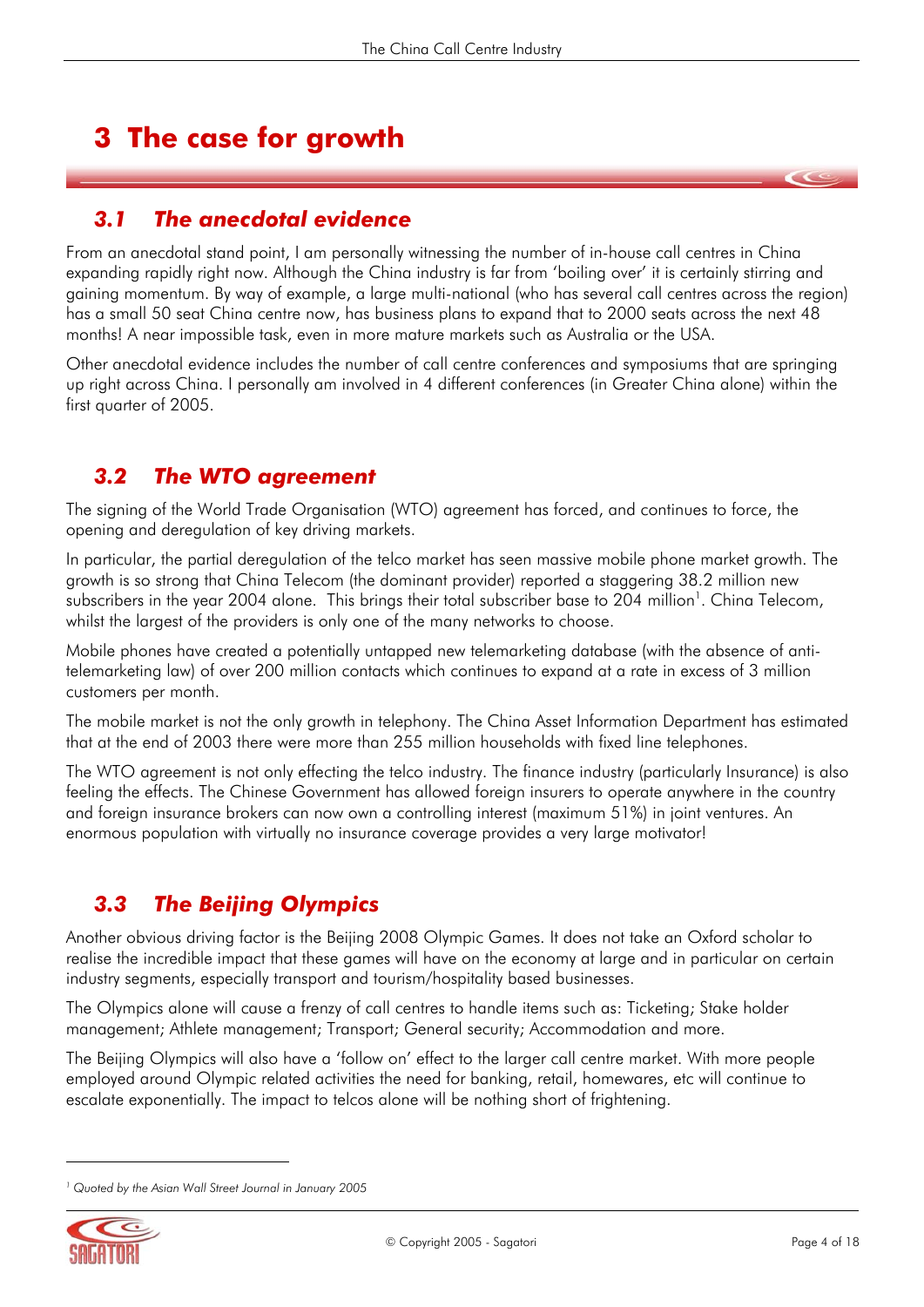# 3 The case for growth

## 3.1 The anecdotal evidence

From an anecdotal stand point, I am personally witnessing the number of in-house call centres in China expanding rapidly right now. Although the China industry is far from 'boiling over' it is certainly stirring and gaining momentum. By way of example, a large multi-national (who has several call centres across the region) has a small 50 seat China centre now, has business plans to expand that to 2000 seats across the next 48 months! A near impossible task, even in more mature markets such as Australia or the USA.

Other anecdotal evidence includes the number of call centre conferences and symposiums that are springing up right across China. I personally am involved in 4 different conferences (in Greater China alone) within the first quarter of 2005.

## 3.2 The WTO agreement

The signing of the World Trade Organisation (WTO) agreement has forced, and continues to force, the opening and deregulation of key driving markets.

In particular, the partial deregulation of the telco market has seen massive mobile phone market growth. The growth is so strong that China Telecom (the dominant provider) reported a staggering 38.2 million new subscribers in the year 2004 alone. This brings their total subscriber base to 204 million[1]. China Telecom, whilst the largest of the providers is only one of the many networks to choose.

Mobile phones have created a potentially untapped new telemarketing database (with the absence of anti-telemarketing law) of over 200 million contacts which continues to expand at a rate in excess of 3 million customers per month.

The mobile market is not the only growth in telephony. The China Asset Information Department has estimated that at the end of 2003 there were more than 255 million households with fixed line telephones.

The WTO agreement is not only effecting the telco industry. The finance industry (particularly Insurance) is also feeling the effects. The Chinese Government has allowed foreign insurers to operate anywhere in the country and foreign insurance brokers can now own a controlling interest (maximum 51%) in joint ventures. An enormous population with virtually no insurance coverage provides a very large motivator!

## 3.3 The Beijing Olympics

Another obvious driving factor is the Beijing 2008 Olympic Games. It does not take an Oxford scholar to realise the incredible impact that these games will have on the economy at large and in particular on certain industry segments, especially transport and tourism/hospitality based businesses.

The Olympics alone will cause a frenzy of call centres to handle items such as: Ticketing; Stake holder management; Athlete management; Transport; General security; Accommodation and more.

The Beijing Olympics will also have a 'follow on' effect to the larger call centre market. With more people employed around Olympic related activities the need for banking, retail, homewares, etc will continue to escalate exponentially. The impact to telcos alone will be nothing short of frightening.

---

[1] *Quoted by the Asian Wall Street Journal in January 2005*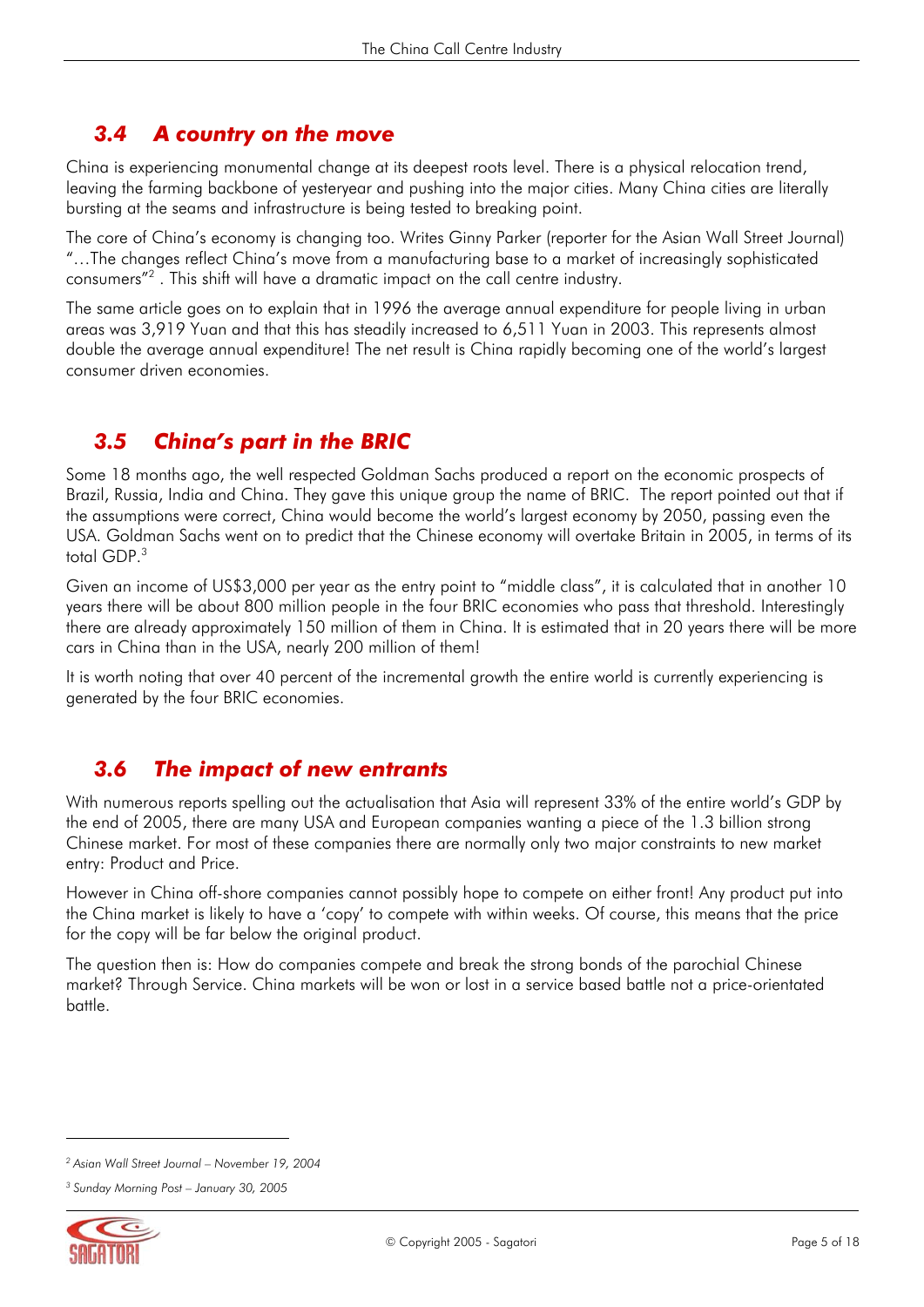## 3.4 A country on the move

China is experiencing monumental change at its deepest roots level. There is a physical relocation trend, leaving the farming backbone of yesteryear and pushing into the major cities. Many China cities are literally bursting at the seams and infrastructure is being tested to breaking point.

The core of China's economy is changing too. Writes Ginny Parker (reporter for the Asian Wall Street Journal) "…The changes reflect China's move from a manufacturing base to a market of increasingly sophisticated consumers"[2] . This shift will have a dramatic impact on the call centre industry.

The same article goes on to explain that in 1996 the average annual expenditure for people living in urban areas was 3,919 Yuan and that this has steadily increased to 6,511 Yuan in 2003. This represents almost double the average annual expenditure! The net result is China rapidly becoming one of the world's largest consumer driven economies.

## 3.5 China's part in the BRIC

Some 18 months ago, the well respected Goldman Sachs produced a report on the economic prospects of Brazil, Russia, India and China. They gave this unique group the name of BRIC. The report pointed out that if the assumptions were correct, China would become the world's largest economy by 2050, passing even the USA. Goldman Sachs went on to predict that the Chinese economy will overtake Britain in 2005, in terms of its total GDP.[3]

Given an income of US$3,000 per year as the entry point to "middle class", it is calculated that in another 10 years there will be about 800 million people in the four BRIC economies who pass that threshold. Interestingly there are already approximately 150 million of them in China. It is estimated that in 20 years there will be more cars in China than in the USA, nearly 200 million of them!

It is worth noting that over 40 percent of the incremental growth the entire world is currently experiencing is generated by the four BRIC economies.

## 3.6 The impact of new entrants

With numerous reports spelling out the actualisation that Asia will represent 33% of the entire world's GDP by the end of 2005, there are many USA and European companies wanting a piece of the 1.3 billion strong Chinese market. For most of these companies there are normally only two major constraints to new market entry: Product and Price.

However in China off-shore companies cannot possibly hope to compete on either front! Any product put into the China market is likely to have a 'copy' to compete with within weeks. Of course, this means that the price for the copy will be far below the original product.

The question then is: How do companies compete and break the strong bonds of the parochial Chinese market? Through Service. China markets will be won or lost in a service based battle not a price-orientated battle.

---

[2] *Asian Wall Street Journal – November 19, 2004*

[3] *Sunday Morning Post – January 30, 2005*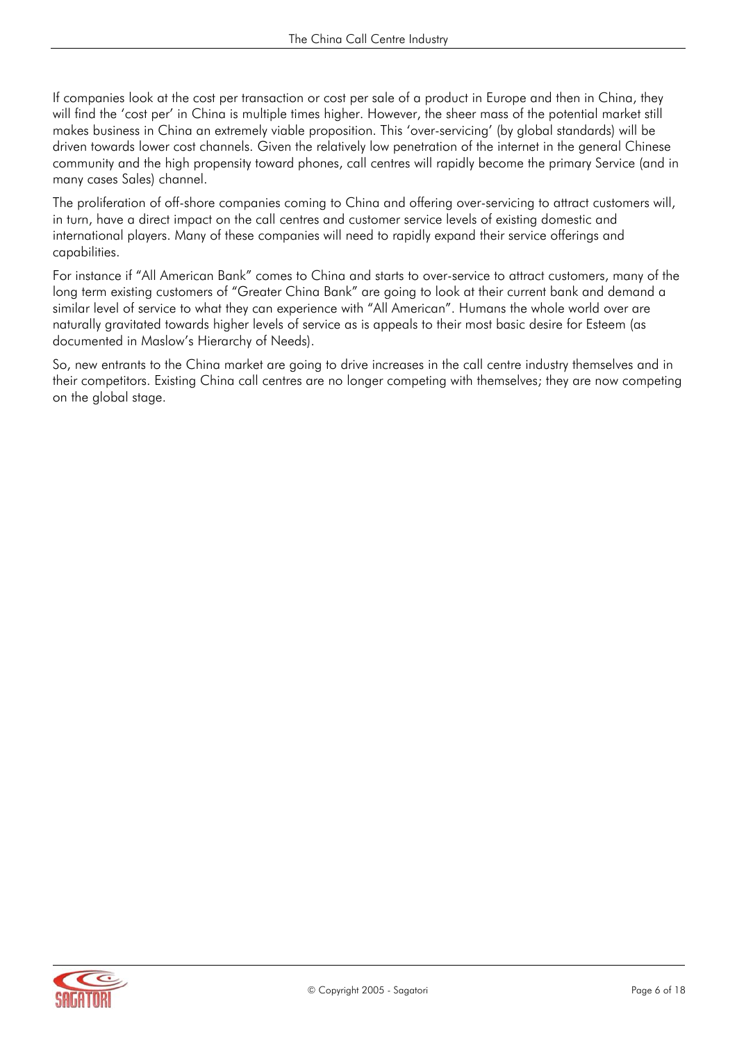If companies look at the cost per transaction or cost per sale of a product in Europe and then in China, they will find the 'cost per' in China is multiple times higher. However, the sheer mass of the potential market still makes business in China an extremely viable proposition. This 'over-servicing' (by global standards) will be driven towards lower cost channels. Given the relatively low penetration of the internet in the general Chinese community and the high propensity toward phones, call centres will rapidly become the primary Service (and in many cases Sales) channel.

The proliferation of off-shore companies coming to China and offering over-servicing to attract customers will, in turn, have a direct impact on the call centres and customer service levels of existing domestic and international players. Many of these companies will need to rapidly expand their service offerings and capabilities.

For instance if "All American Bank" comes to China and starts to over-service to attract customers, many of the long term existing customers of "Greater China Bank" are going to look at their current bank and demand a similar level of service to what they can experience with "All American". Humans the whole world over are naturally gravitated towards higher levels of service as is appeals to their most basic desire for Esteem (as documented in Maslow's Hierarchy of Needs).

So, new entrants to the China market are going to drive increases in the call centre industry themselves and in their competitors. Existing China call centres are no longer competing with themselves; they are now competing on the global stage.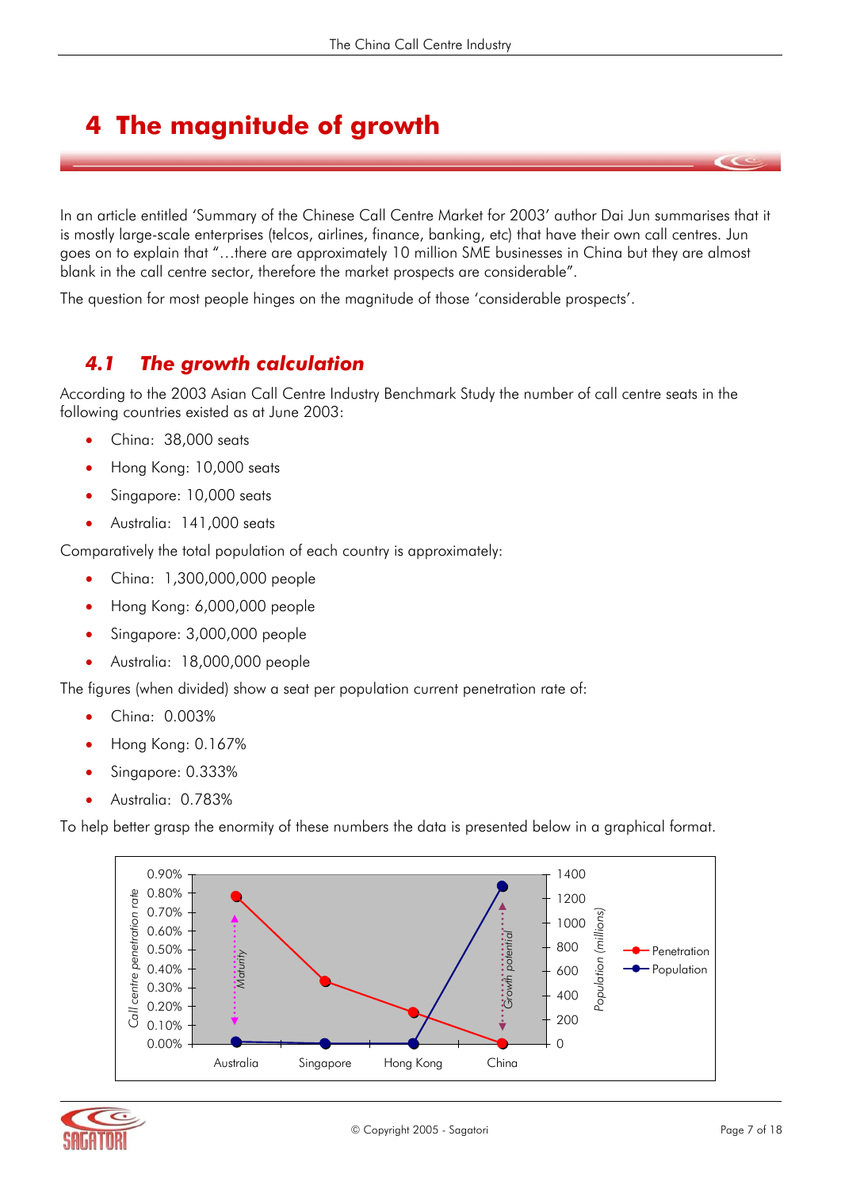# 4 The magnitude of growth

In an article entitled 'Summary of the Chinese Call Centre Market for 2003' author Dai Jun summarises that it is mostly large-scale enterprises (telcos, airlines, finance, banking, etc) that have their own call centres. Jun goes on to explain that "…there are approximately 10 million SME businesses in China but they are almost blank in the call centre sector, therefore the market prospects are considerable".

The question for most people hinges on the magnitude of those 'considerable prospects'.

## *4.1 The growth calculation*

According to the 2003 Asian Call Centre Industry Benchmark Study the number of call centre seats in the following countries existed as at June 2003:

- China: 38,000 seats
- Hong Kong: 10,000 seats
- Singapore: 10,000 seats
- Australia: 141,000 seats

Comparatively the total population of each country is approximately:

- China: 1,300,000,000 people
- Hong Kong: 6,000,000 people
- Singapore: 3,000,000 people
- Australia: 18,000,000 people

The figures (when divided) show a seat per population current penetration rate of:

- China: 0.003%
- Hong Kong: 0.167%
- Singapore: 0.333%
- Australia: 0.783%

To help better grasp the enormity of these numbers the data is presented below in a graphical format.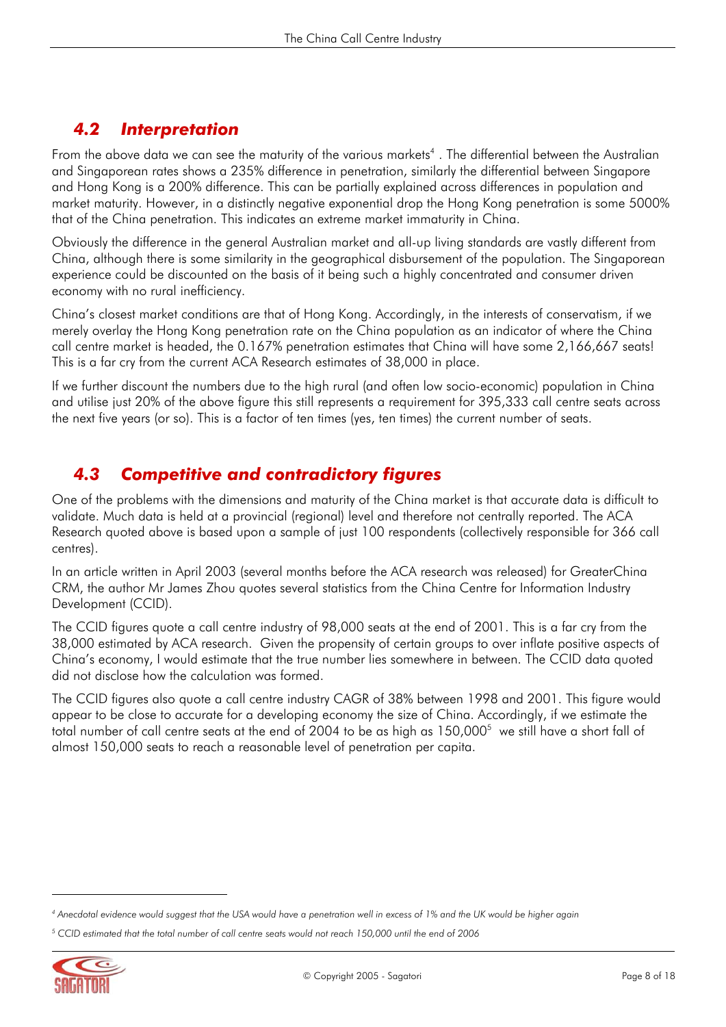## 4.2 Interpretation

From the above data we can see the maturity of the various markets[4] . The differential between the Australian and Singaporean rates shows a 235% difference in penetration, similarly the differential between Singapore and Hong Kong is a 200% difference. This can be partially explained across differences in population and market maturity. However, in a distinctly negative exponential drop the Hong Kong penetration is some 5000% that of the China penetration. This indicates an extreme market immaturity in China.

Obviously the difference in the general Australian market and all-up living standards are vastly different from China, although there is some similarity in the geographical disbursement of the population. The Singaporean experience could be discounted on the basis of it being such a highly concentrated and consumer driven economy with no rural inefficiency.

China's closest market conditions are that of Hong Kong. Accordingly, in the interests of conservatism, if we merely overlay the Hong Kong penetration rate on the China population as an indicator of where the China call centre market is headed, the 0.167% penetration estimates that China will have some 2,166,667 seats! This is a far cry from the current ACA Research estimates of 38,000 in place.

If we further discount the numbers due to the high rural (and often low socio-economic) population in China and utilise just 20% of the above figure this still represents a requirement for 395,333 call centre seats across the next five years (or so). This is a factor of ten times (yes, ten times) the current number of seats.

## 4.3 Competitive and contradictory figures

One of the problems with the dimensions and maturity of the China market is that accurate data is difficult to validate. Much data is held at a provincial (regional) level and therefore not centrally reported. The ACA Research quoted above is based upon a sample of just 100 respondents (collectively responsible for 366 call centres).

In an article written in April 2003 (several months before the ACA research was released) for GreaterChina CRM, the author Mr James Zhou quotes several statistics from the China Centre for Information Industry Development (CCID).

The CCID figures quote a call centre industry of 98,000 seats at the end of 2001. This is a far cry from the 38,000 estimated by ACA research. Given the propensity of certain groups to over inflate positive aspects of China's economy, I would estimate that the true number lies somewhere in between. The CCID data quoted did not disclose how the calculation was formed.

The CCID figures also quote a call centre industry CAGR of 38% between 1998 and 2001. This figure would appear to be close to accurate for a developing economy the size of China. Accordingly, if we estimate the total number of call centre seats at the end of 2004 to be as high as 150,000[5] we still have a short fall of almost 150,000 seats to reach a reasonable level of penetration per capita.

---

*[4] Anecdotal evidence would suggest that the USA would have a penetration well in excess of 1% and the UK would be higher again*

*[5] CCID estimated that the total number of call centre seats would not reach 150,000 until the end of 2006*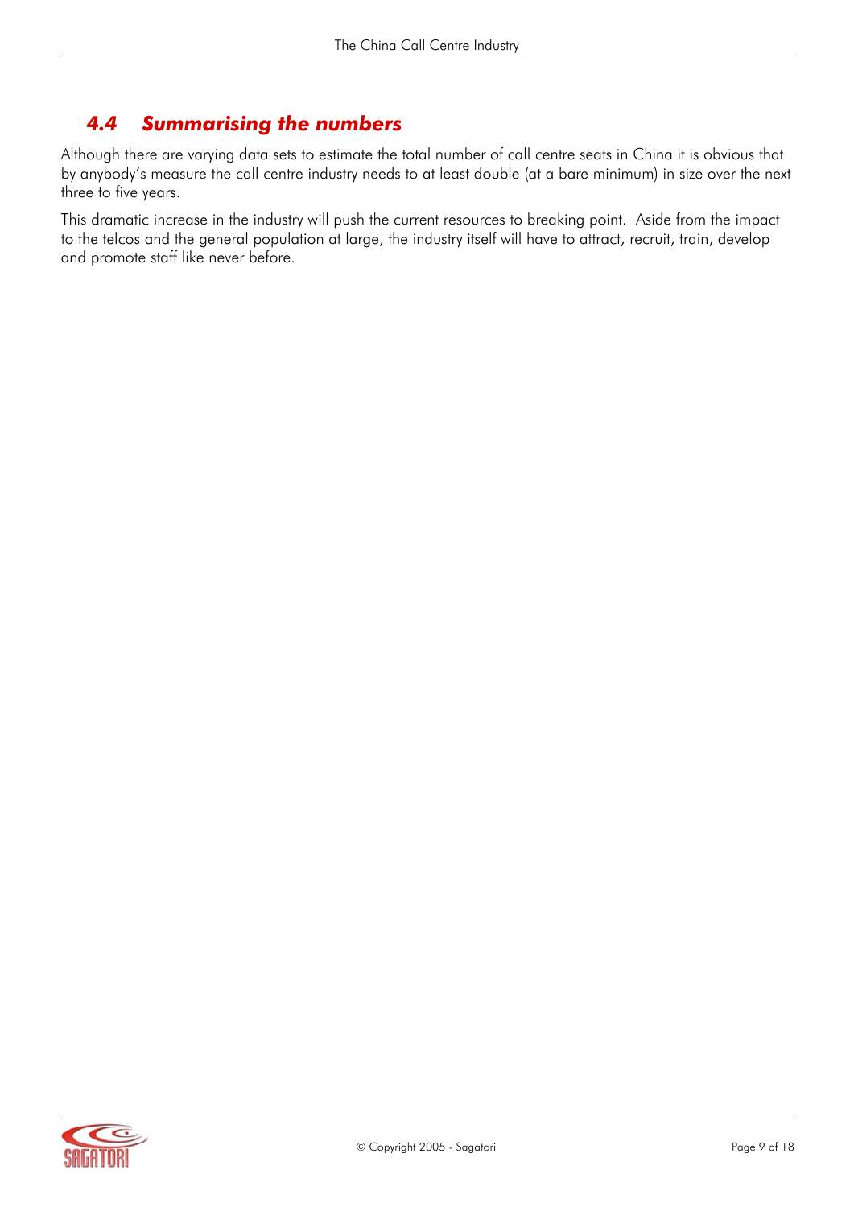### *4.4 Summarising the numbers*

Although there are varying data sets to estimate the total number of call centre seats in China it is obvious that by anybody's measure the call centre industry needs to at least double (at a bare minimum) in size over the next three to five years.

This dramatic increase in the industry will push the current resources to breaking point. Aside from the impact to the telcos and the general population at large, the industry itself will have to attract, recruit, train, develop and promote staff like never before.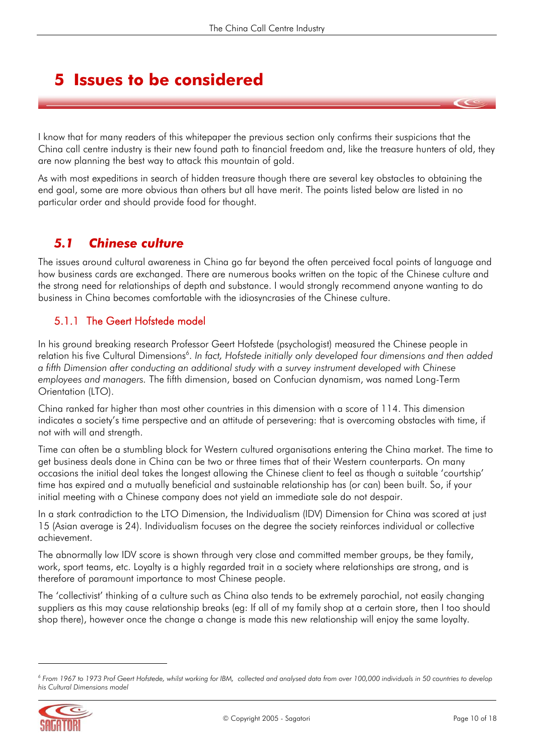# 5 Issues to be considered

I know that for many readers of this whitepaper the previous section only confirms their suspicions that the China call centre industry is their new found path to financial freedom and, like the treasure hunters of old, they are now planning the best way to attack this mountain of gold.

As with most expeditions in search of hidden treasure though there are several key obstacles to obtaining the end goal, some are more obvious than others but all have merit. The points listed below are listed in no particular order and should provide food for thought.

## *5.1 Chinese culture*

The issues around cultural awareness in China go far beyond the often perceived focal points of language and how business cards are exchanged. There are numerous books written on the topic of the Chinese culture and the strong need for relationships of depth and substance. I would strongly recommend anyone wanting to do business in China becomes comfortable with the idiosyncrasies of the Chinese culture.

### 5.1.1 The Geert Hofstede model

In his ground breaking research Professor Geert Hofstede (psychologist) measured the Chinese people in relation his five Cultural Dimensions[6]. *In fact, Hofstede initially only developed four dimensions and then added a fifth Dimension after conducting an additional study with a survey instrument developed with Chinese employees and managers.* The fifth dimension, based on Confucian dynamism, was named Long-Term Orientation (LTO).

China ranked far higher than most other countries in this dimension with a score of 114. This dimension indicates a society's time perspective and an attitude of persevering: that is overcoming obstacles with time, if not with will and strength.

Time can often be a stumbling block for Western cultured organisations entering the China market. The time to get business deals done in China can be two or three times that of their Western counterparts. On many occasions the initial deal takes the longest allowing the Chinese client to feel as though a suitable 'courtship' time has expired and a mutually beneficial and sustainable relationship has (or can) been built. So, if your initial meeting with a Chinese company does not yield an immediate sale do not despair.

In a stark contradiction to the LTO Dimension, the Individualism (IDV) Dimension for China was scored at just 15 (Asian average is 24). Individualism focuses on the degree the society reinforces individual or collective achievement.

The abnormally low IDV score is shown through very close and committed member groups, be they family, work, sport teams, etc. Loyalty is a highly regarded trait in a society where relationships are strong, and is therefore of paramount importance to most Chinese people.

The 'collectivist' thinking of a culture such as China also tends to be extremely parochial, not easily changing suppliers as this may cause relationship breaks (eg: If all of my family shop at a certain store, then I too should shop there), however once the change a change is made this new relationship will enjoy the same loyalty.

---

[6] *From 1967 to 1973 Prof Geert Hofstede, whilst working for IBM, collected and analysed data from over 100,000 individuals in 50 countries to develop his Cultural Dimensions model*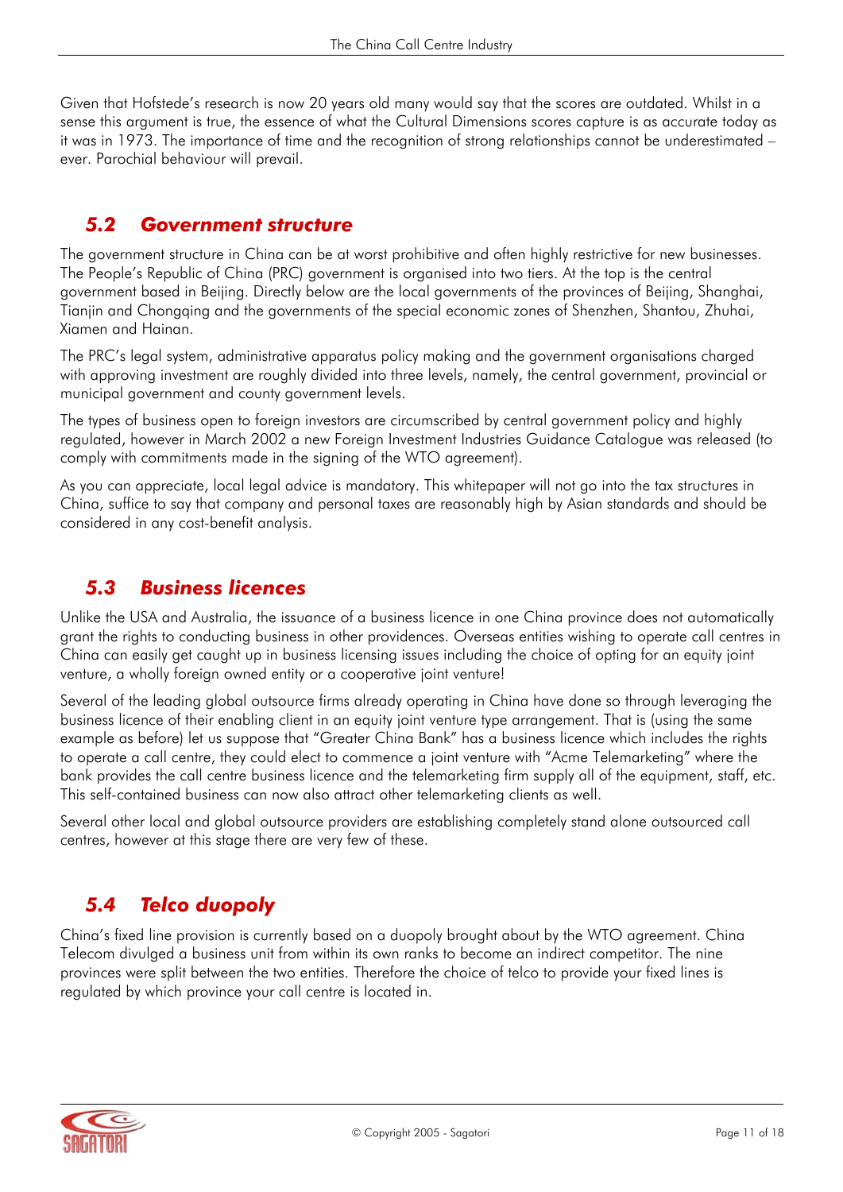Given that Hofstede's research is now 20 years old many would say that the scores are outdated. Whilst in a sense this argument is true, the essence of what the Cultural Dimensions scores capture is as accurate today as it was in 1973. The importance of time and the recognition of strong relationships cannot be underestimated – ever. Parochial behaviour will prevail.

## *5.2 Government structure*

The government structure in China can be at worst prohibitive and often highly restrictive for new businesses. The People's Republic of China (PRC) government is organised into two tiers. At the top is the central government based in Beijing. Directly below are the local governments of the provinces of Beijing, Shanghai, Tianjin and Chongqing and the governments of the special economic zones of Shenzhen, Shantou, Zhuhai, Xiamen and Hainan.

The PRC's legal system, administrative apparatus policy making and the government organisations charged with approving investment are roughly divided into three levels, namely, the central government, provincial or municipal government and county government levels.

The types of business open to foreign investors are circumscribed by central government policy and highly regulated, however in March 2002 a new Foreign Investment Industries Guidance Catalogue was released (to comply with commitments made in the signing of the WTO agreement).

As you can appreciate, local legal advice is mandatory. This whitepaper will not go into the tax structures in China, suffice to say that company and personal taxes are reasonably high by Asian standards and should be considered in any cost-benefit analysis.

## *5.3 Business licences*

Unlike the USA and Australia, the issuance of a business licence in one China province does not automatically grant the rights to conducting business in other providences. Overseas entities wishing to operate call centres in China can easily get caught up in business licensing issues including the choice of opting for an equity joint venture, a wholly foreign owned entity or a cooperative joint venture!

Several of the leading global outsource firms already operating in China have done so through leveraging the business licence of their enabling client in an equity joint venture type arrangement. That is (using the same example as before) let us suppose that "Greater China Bank" has a business licence which includes the rights to operate a call centre, they could elect to commence a joint venture with "Acme Telemarketing" where the bank provides the call centre business licence and the telemarketing firm supply all of the equipment, staff, etc. This self-contained business can now also attract other telemarketing clients as well.

Several other local and global outsource providers are establishing completely stand alone outsourced call centres, however at this stage there are very few of these.

## *5.4 Telco duopoly*

China's fixed line provision is currently based on a duopoly brought about by the WTO agreement. China Telecom divulged a business unit from within its own ranks to become an indirect competitor. The nine provinces were split between the two entities. Therefore the choice of telco to provide your fixed lines is regulated by which province your call centre is located in.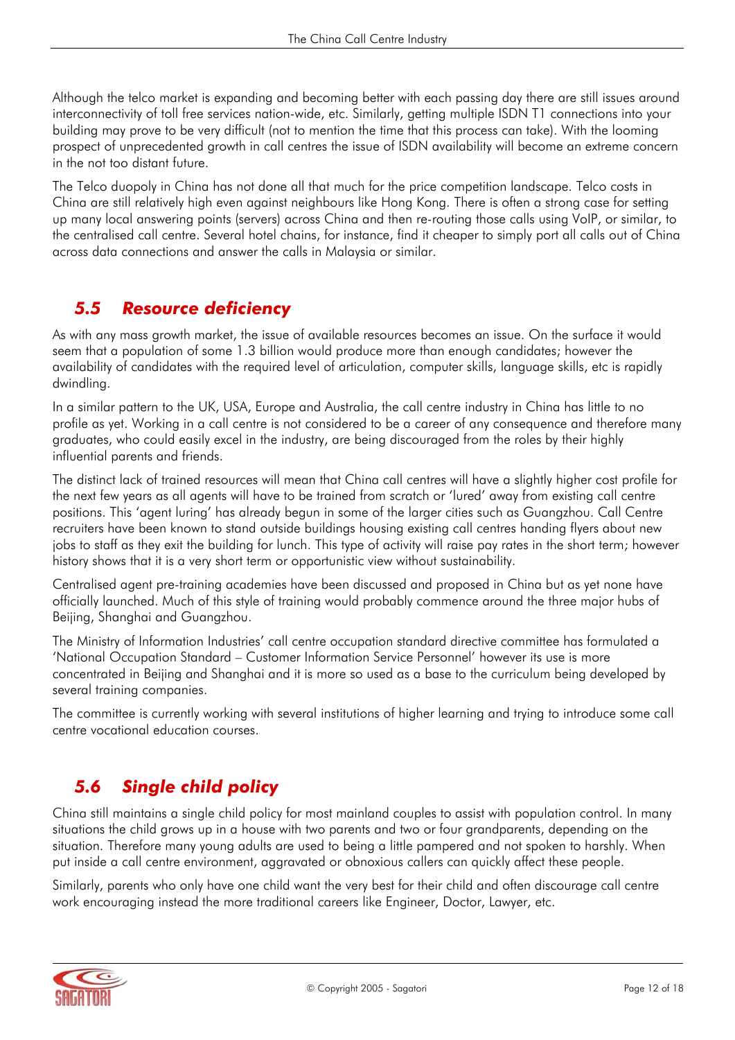Although the telco market is expanding and becoming better with each passing day there are still issues around interconnectivity of toll free services nation-wide, etc. Similarly, getting multiple ISDN T1 connections into your building may prove to be very difficult (not to mention the time that this process can take). With the looming prospect of unprecedented growth in call centres the issue of ISDN availability will become an extreme concern in the not too distant future.

The Telco duopoly in China has not done all that much for the price competition landscape. Telco costs in China are still relatively high even against neighbours like Hong Kong. There is often a strong case for setting up many local answering points (servers) across China and then re-routing those calls using VoIP, or similar, to the centralised call centre. Several hotel chains, for instance, find it cheaper to simply port all calls out of China across data connections and answer the calls in Malaysia or similar.

## *5.5 Resource deficiency*

As with any mass growth market, the issue of available resources becomes an issue. On the surface it would seem that a population of some 1.3 billion would produce more than enough candidates; however the availability of candidates with the required level of articulation, computer skills, language skills, etc is rapidly dwindling.

In a similar pattern to the UK, USA, Europe and Australia, the call centre industry in China has little to no profile as yet. Working in a call centre is not considered to be a career of any consequence and therefore many graduates, who could easily excel in the industry, are being discouraged from the roles by their highly influential parents and friends.

The distinct lack of trained resources will mean that China call centres will have a slightly higher cost profile for the next few years as all agents will have to be trained from scratch or 'lured' away from existing call centre positions. This 'agent luring' has already begun in some of the larger cities such as Guangzhou. Call Centre recruiters have been known to stand outside buildings housing existing call centres handing flyers about new jobs to staff as they exit the building for lunch. This type of activity will raise pay rates in the short term; however history shows that it is a very short term or opportunistic view without sustainability.

Centralised agent pre-training academies have been discussed and proposed in China but as yet none have officially launched. Much of this style of training would probably commence around the three major hubs of Beijing, Shanghai and Guangzhou.

The Ministry of Information Industries' call centre occupation standard directive committee has formulated a 'National Occupation Standard – Customer Information Service Personnel' however its use is more concentrated in Beijing and Shanghai and it is more so used as a base to the curriculum being developed by several training companies.

The committee is currently working with several institutions of higher learning and trying to introduce some call centre vocational education courses.

## *5.6 Single child policy*

China still maintains a single child policy for most mainland couples to assist with population control. In many situations the child grows up in a house with two parents and two or four grandparents, depending on the situation. Therefore many young adults are used to being a little pampered and not spoken to harshly. When put inside a call centre environment, aggravated or obnoxious callers can quickly affect these people.

Similarly, parents who only have one child want the very best for their child and often discourage call centre work encouraging instead the more traditional careers like Engineer, Doctor, Lawyer, etc.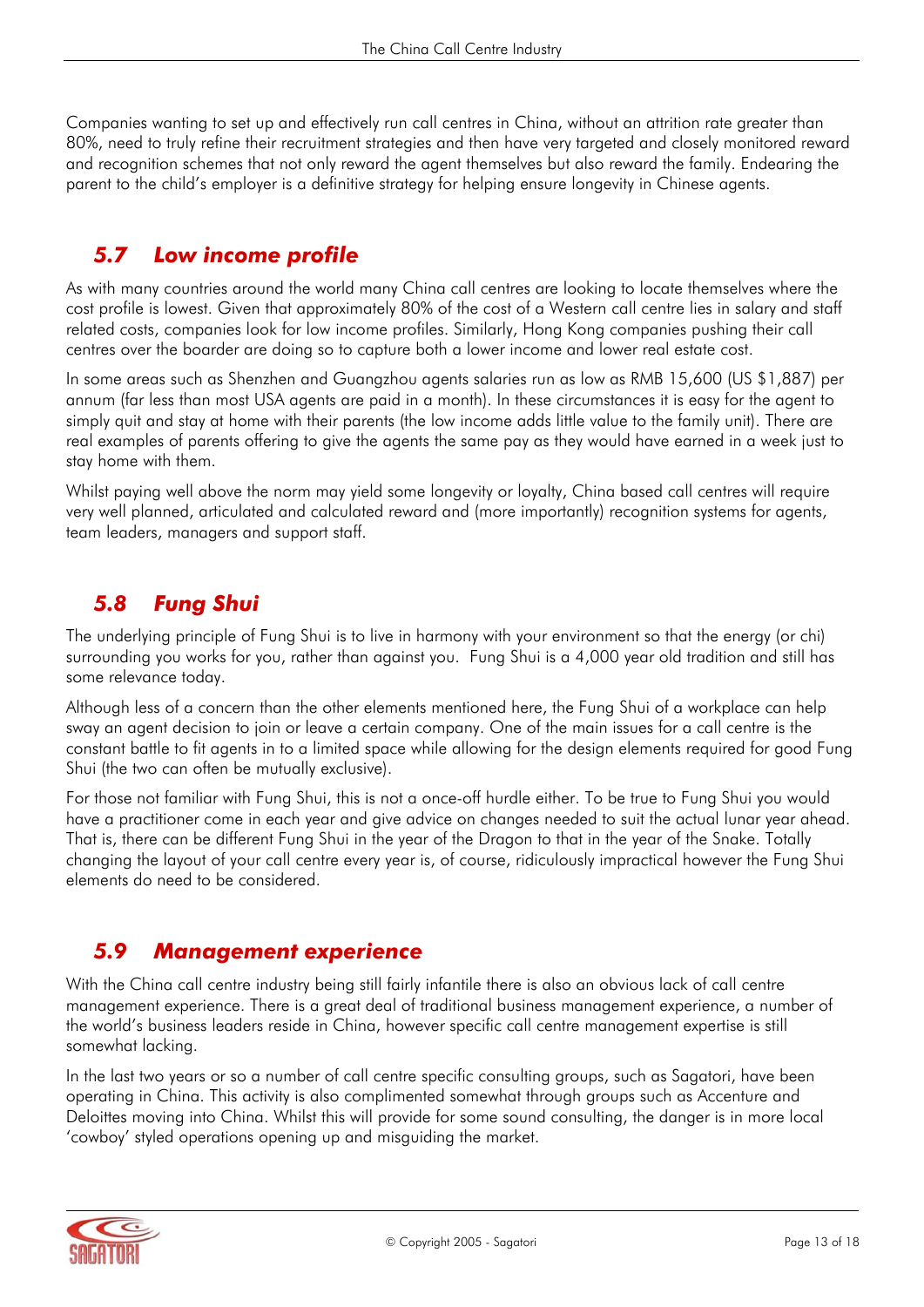Companies wanting to set up and effectively run call centres in China, without an attrition rate greater than 80%, need to truly refine their recruitment strategies and then have very targeted and closely monitored reward and recognition schemes that not only reward the agent themselves but also reward the family. Endearing the parent to the child's employer is a definitive strategy for helping ensure longevity in Chinese agents.

## *5.7 Low income profile*

As with many countries around the world many China call centres are looking to locate themselves where the cost profile is lowest. Given that approximately 80% of the cost of a Western call centre lies in salary and staff related costs, companies look for low income profiles. Similarly, Hong Kong companies pushing their call centres over the boarder are doing so to capture both a lower income and lower real estate cost.

In some areas such as Shenzhen and Guangzhou agents salaries run as low as RMB 15,600 (US $1,887) per annum (far less than most USA agents are paid in a month). In these circumstances it is easy for the agent to simply quit and stay at home with their parents (the low income adds little value to the family unit). There are real examples of parents offering to give the agents the same pay as they would have earned in a week just to stay home with them.

Whilst paying well above the norm may yield some longevity or loyalty, China based call centres will require very well planned, articulated and calculated reward and (more importantly) recognition systems for agents, team leaders, managers and support staff.

## *5.8 Fung Shui*

The underlying principle of Fung Shui is to live in harmony with your environment so that the energy (or chi) surrounding you works for you, rather than against you. Fung Shui is a 4,000 year old tradition and still has some relevance today.

Although less of a concern than the other elements mentioned here, the Fung Shui of a workplace can help sway an agent decision to join or leave a certain company. One of the main issues for a call centre is the constant battle to fit agents in to a limited space while allowing for the design elements required for good Fung Shui (the two can often be mutually exclusive).

For those not familiar with Fung Shui, this is not a once-off hurdle either. To be true to Fung Shui you would have a practitioner come in each year and give advice on changes needed to suit the actual lunar year ahead. That is, there can be different Fung Shui in the year of the Dragon to that in the year of the Snake. Totally changing the layout of your call centre every year is, of course, ridiculously impractical however the Fung Shui elements do need to be considered.

## *5.9 Management experience*

With the China call centre industry being still fairly infantile there is also an obvious lack of call centre management experience. There is a great deal of traditional business management experience, a number of the world's business leaders reside in China, however specific call centre management expertise is still somewhat lacking.

In the last two years or so a number of call centre specific consulting groups, such as Sagatori, have been operating in China. This activity is also complimented somewhat through groups such as Accenture and Deloittes moving into China. Whilst this will provide for some sound consulting, the danger is in more local 'cowboy' styled operations opening up and misguiding the market.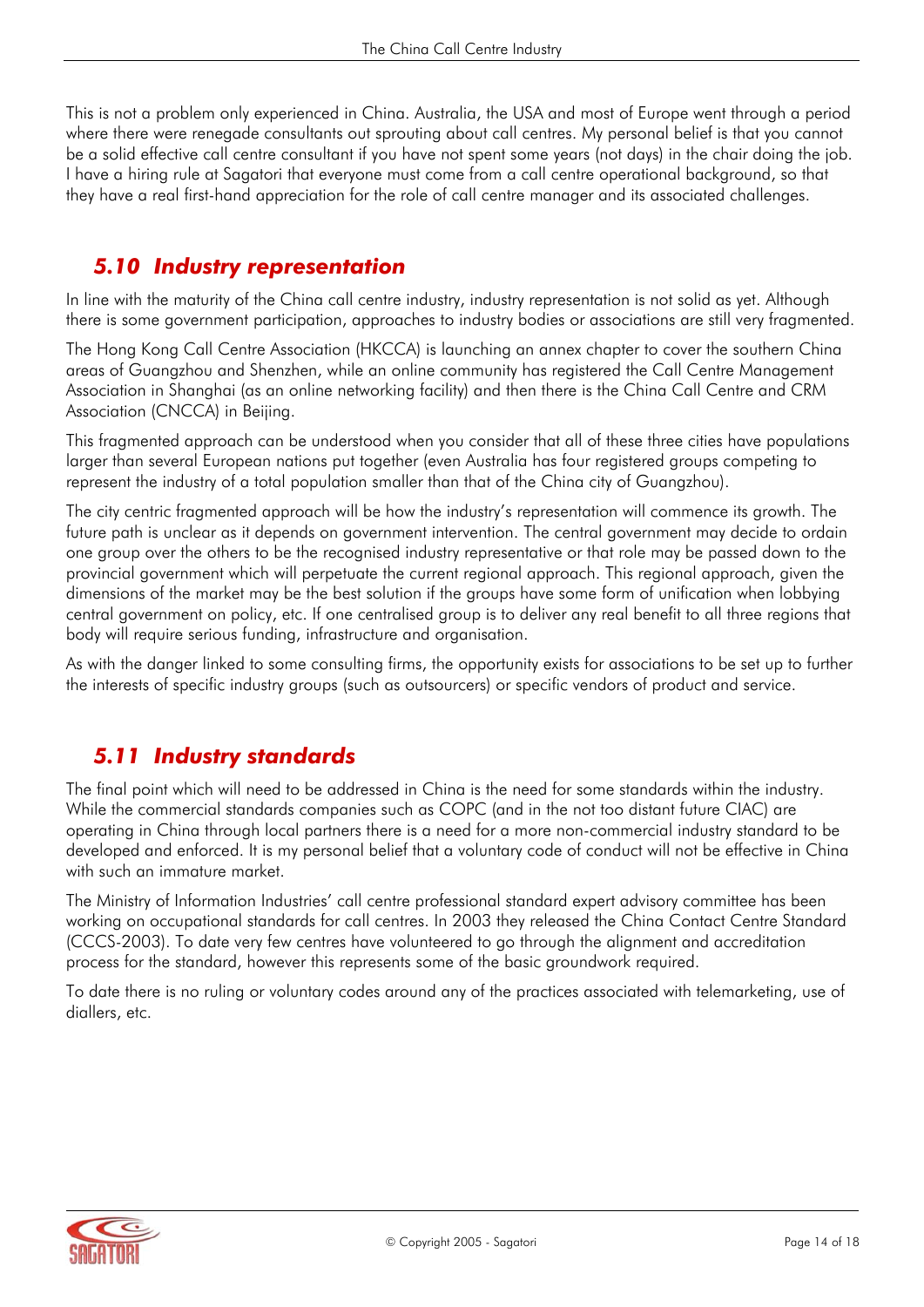This is not a problem only experienced in China. Australia, the USA and most of Europe went through a period where there were renegade consultants out sprouting about call centres. My personal belief is that you cannot be a solid effective call centre consultant if you have not spent some years (not days) in the chair doing the job. I have a hiring rule at Sagatori that everyone must come from a call centre operational background, so that they have a real first-hand appreciation for the role of call centre manager and its associated challenges.

## *5.10 Industry representation*

In line with the maturity of the China call centre industry, industry representation is not solid as yet. Although there is some government participation, approaches to industry bodies or associations are still very fragmented.

The Hong Kong Call Centre Association (HKCCA) is launching an annex chapter to cover the southern China areas of Guangzhou and Shenzhen, while an online community has registered the Call Centre Management Association in Shanghai (as an online networking facility) and then there is the China Call Centre and CRM Association (CNCCA) in Beijing.

This fragmented approach can be understood when you consider that all of these three cities have populations larger than several European nations put together (even Australia has four registered groups competing to represent the industry of a total population smaller than that of the China city of Guangzhou).

The city centric fragmented approach will be how the industry's representation will commence its growth. The future path is unclear as it depends on government intervention. The central government may decide to ordain one group over the others to be the recognised industry representative or that role may be passed down to the provincial government which will perpetuate the current regional approach. This regional approach, given the dimensions of the market may be the best solution if the groups have some form of unification when lobbying central government on policy, etc. If one centralised group is to deliver any real benefit to all three regions that body will require serious funding, infrastructure and organisation.

As with the danger linked to some consulting firms, the opportunity exists for associations to be set up to further the interests of specific industry groups (such as outsourcers) or specific vendors of product and service.

## *5.11 Industry standards*

The final point which will need to be addressed in China is the need for some standards within the industry. While the commercial standards companies such as COPC (and in the not too distant future CIAC) are operating in China through local partners there is a need for a more non-commercial industry standard to be developed and enforced. It is my personal belief that a voluntary code of conduct will not be effective in China with such an immature market.

The Ministry of Information Industries' call centre professional standard expert advisory committee has been working on occupational standards for call centres. In 2003 they released the China Contact Centre Standard (CCCS-2003). To date very few centres have volunteered to go through the alignment and accreditation process for the standard, however this represents some of the basic groundwork required.

To date there is no ruling or voluntary codes around any of the practices associated with telemarketing, use of diallers, etc.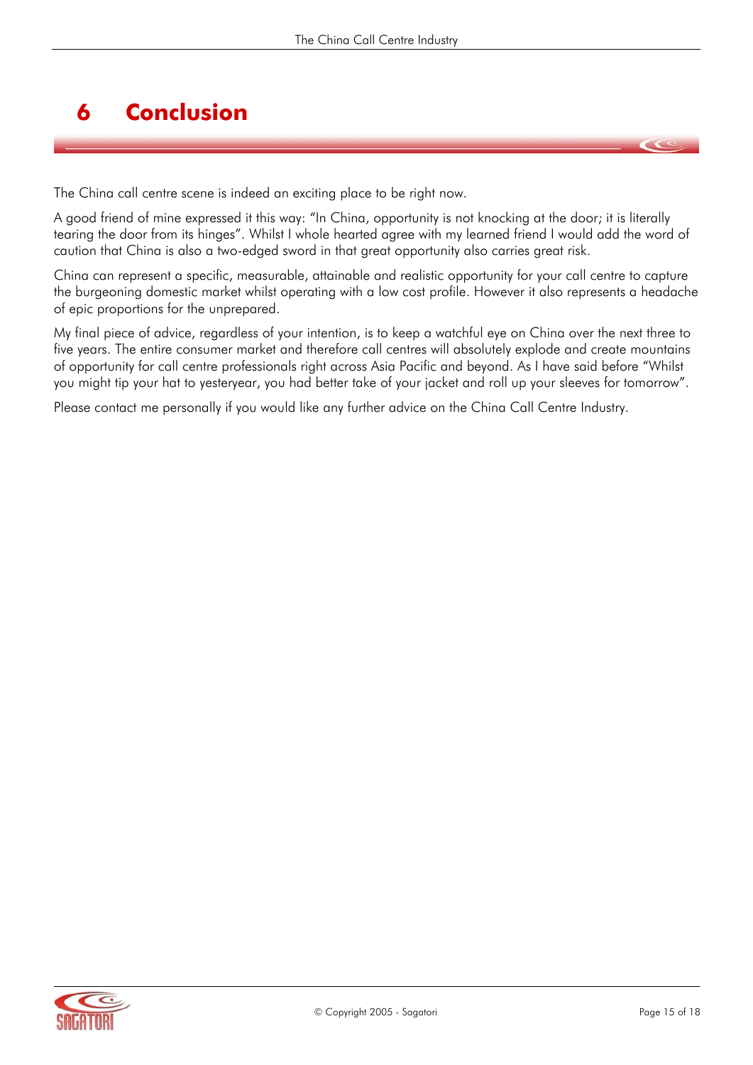# 6 Conclusion

The China call centre scene is indeed an exciting place to be right now.

A good friend of mine expressed it this way: "In China, opportunity is not knocking at the door; it is literally tearing the door from its hinges". Whilst I whole hearted agree with my learned friend I would add the word of caution that China is also a two-edged sword in that great opportunity also carries great risk.

China can represent a specific, measurable, attainable and realistic opportunity for your call centre to capture the burgeoning domestic market whilst operating with a low cost profile. However it also represents a headache of epic proportions for the unprepared.

My final piece of advice, regardless of your intention, is to keep a watchful eye on China over the next three to five years. The entire consumer market and therefore call centres will absolutely explode and create mountains of opportunity for call centre professionals right across Asia Pacific and beyond. As I have said before "Whilst you might tip your hat to yesteryear, you had better take of your jacket and roll up your sleeves for tomorrow".

Please contact me personally if you would like any further advice on the China Call Centre Industry.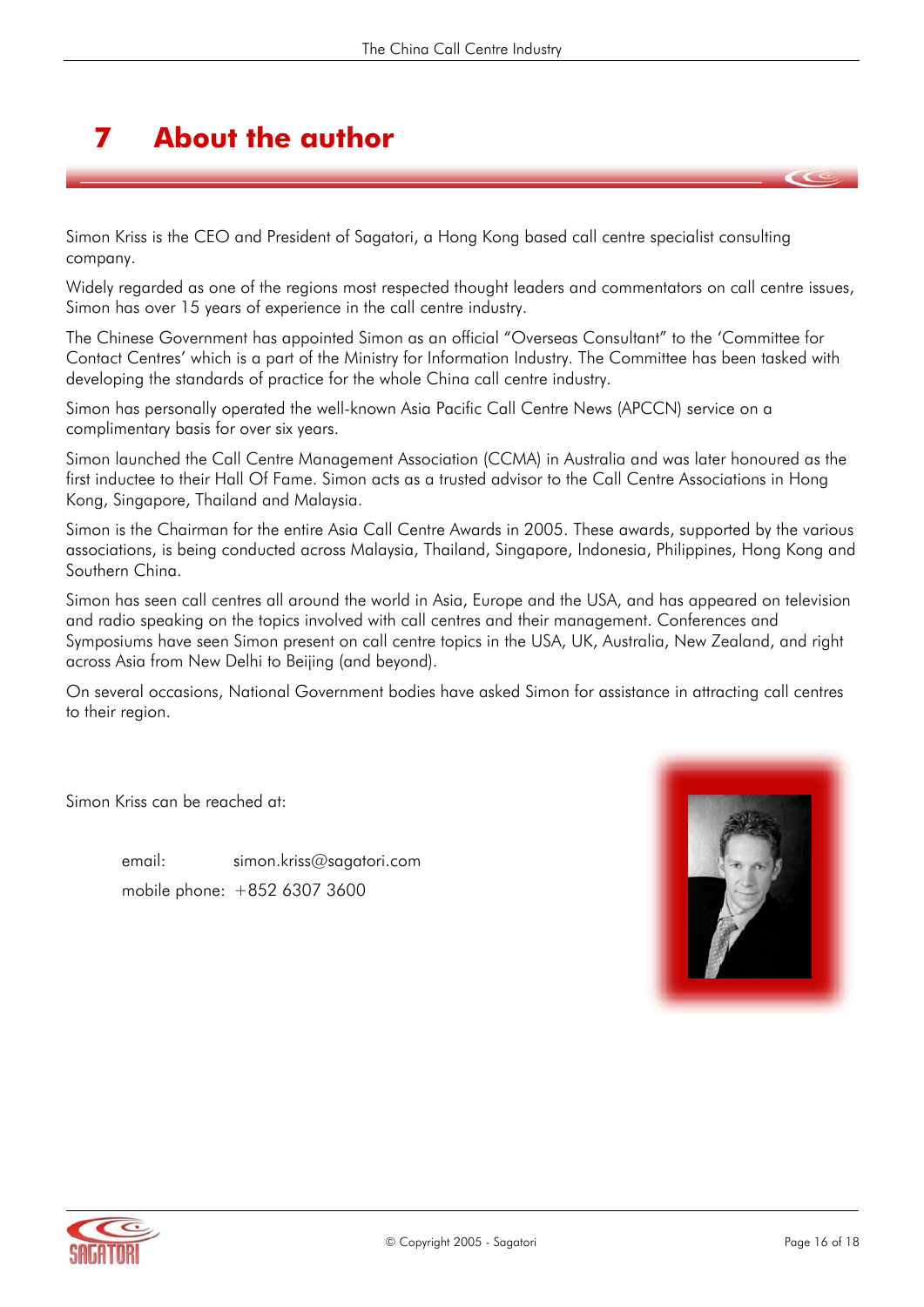# 7 About the author

Simon Kriss is the CEO and President of Sagatori, a Hong Kong based call centre specialist consulting company.

Widely regarded as one of the regions most respected thought leaders and commentators on call centre issues, Simon has over 15 years of experience in the call centre industry.

The Chinese Government has appointed Simon as an official "Overseas Consultant" to the 'Committee for Contact Centres' which is a part of the Ministry for Information Industry. The Committee has been tasked with developing the standards of practice for the whole China call centre industry.

Simon has personally operated the well-known Asia Pacific Call Centre News (APCCN) service on a complimentary basis for over six years.

Simon launched the Call Centre Management Association (CCMA) in Australia and was later honoured as the first inductee to their Hall Of Fame. Simon acts as a trusted advisor to the Call Centre Associations in Hong Kong, Singapore, Thailand and Malaysia.

Simon is the Chairman for the entire Asia Call Centre Awards in 2005. These awards, supported by the various associations, is being conducted across Malaysia, Thailand, Singapore, Indonesia, Philippines, Hong Kong and Southern China.

Simon has seen call centres all around the world in Asia, Europe and the USA, and has appeared on television and radio speaking on the topics involved with call centres and their management. Conferences and Symposiums have seen Simon present on call centre topics in the USA, UK, Australia, New Zealand, and right across Asia from New Delhi to Beijing (and beyond).

On several occasions, National Government bodies have asked Simon for assistance in attracting call centres to their region.

Simon Kriss can be reached at:

email: simon.kriss@sagatori.com

mobile phone: +852 6307 3600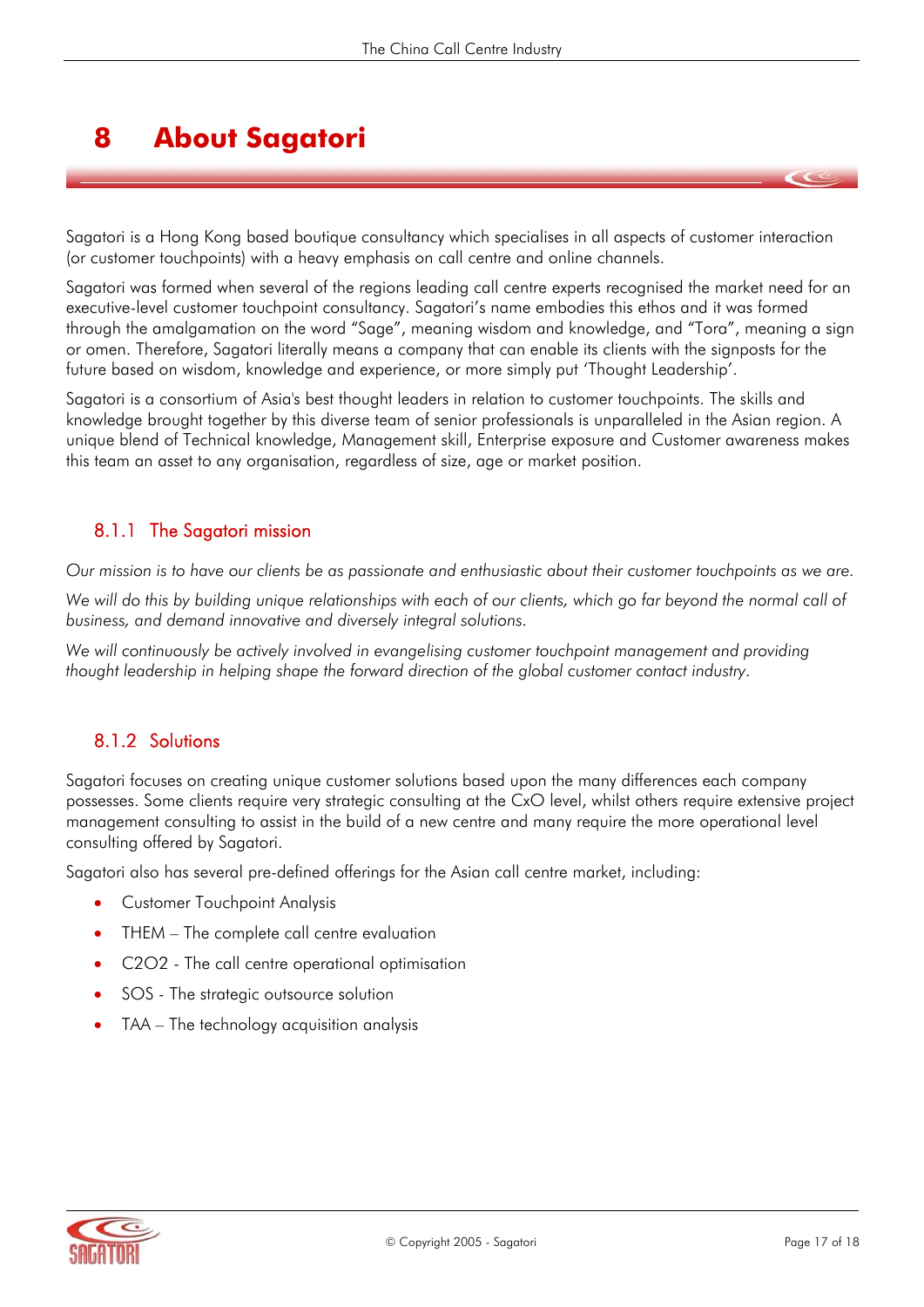# 8 About Sagatori

Sagatori is a Hong Kong based boutique consultancy which specialises in all aspects of customer interaction (or customer touchpoints) with a heavy emphasis on call centre and online channels.

Sagatori was formed when several of the regions leading call centre experts recognised the market need for an executive-level customer touchpoint consultancy. Sagatori's name embodies this ethos and it was formed through the amalgamation on the word "Sage", meaning wisdom and knowledge, and "Tora", meaning a sign or omen. Therefore, Sagatori literally means a company that can enable its clients with the signposts for the future based on wisdom, knowledge and experience, or more simply put 'Thought Leadership'.

Sagatori is a consortium of Asia's best thought leaders in relation to customer touchpoints. The skills and knowledge brought together by this diverse team of senior professionals is unparalleled in the Asian region. A unique blend of Technical knowledge, Management skill, Enterprise exposure and Customer awareness makes this team an asset to any organisation, regardless of size, age or market position.

### 8.1.1 The Sagatori mission

*Our mission is to have our clients be as passionate and enthusiastic about their customer touchpoints as we are.*

*We will do this by building unique relationships with each of our clients, which go far beyond the normal call of business, and demand innovative and diversely integral solutions.*

*We will continuously be actively involved in evangelising customer touchpoint management and providing thought leadership in helping shape the forward direction of the global customer contact industry.*

### 8.1.2 Solutions

Sagatori focuses on creating unique customer solutions based upon the many differences each company possesses. Some clients require very strategic consulting at the CxO level, whilst others require extensive project management consulting to assist in the build of a new centre and many require the more operational level consulting offered by Sagatori.

Sagatori also has several pre-defined offerings for the Asian call centre market, including:

- Customer Touchpoint Analysis
- THEM – The complete call centre evaluation
- C2O2 - The call centre operational optimisation
- SOS - The strategic outsource solution
- TAA – The technology acquisition analysis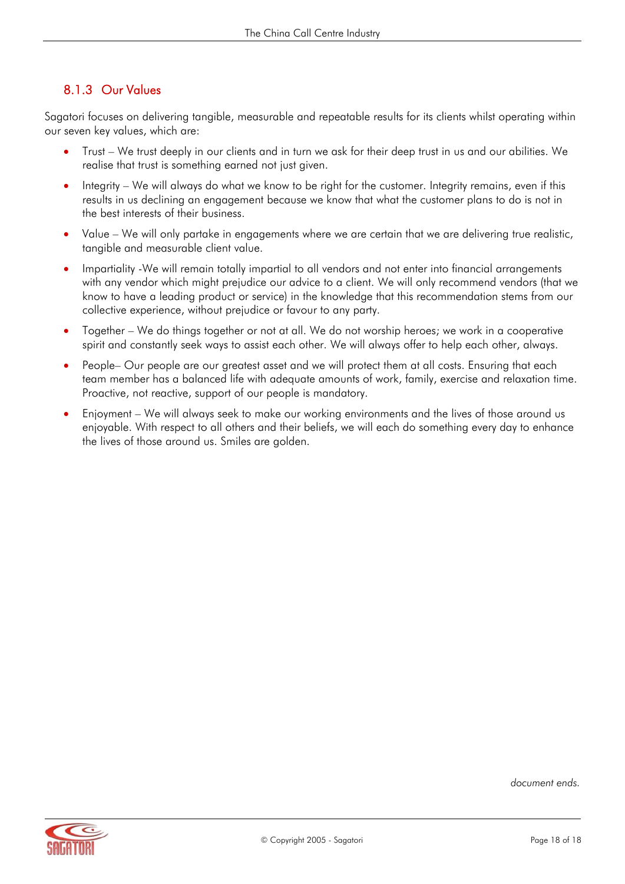### 8.1.3 Our Values

Sagatori focuses on delivering tangible, measurable and repeatable results for its clients whilst operating within our seven key values, which are:

- Trust – We trust deeply in our clients and in turn we ask for their deep trust in us and our abilities. We realise that trust is something earned not just given.
- Integrity – We will always do what we know to be right for the customer. Integrity remains, even if this results in us declining an engagement because we know that what the customer plans to do is not in the best interests of their business.
- Value – We will only partake in engagements where we are certain that we are delivering true realistic, tangible and measurable client value.
- Impartiality -We will remain totally impartial to all vendors and not enter into financial arrangements with any vendor which might prejudice our advice to a client. We will only recommend vendors (that we know to have a leading product or service) in the knowledge that this recommendation stems from our collective experience, without prejudice or favour to any party.
- Together – We do things together or not at all. We do not worship heroes; we work in a cooperative spirit and constantly seek ways to assist each other. We will always offer to help each other, always.
- People– Our people are our greatest asset and we will protect them at all costs. Ensuring that each team member has a balanced life with adequate amounts of work, family, exercise and relaxation time. Proactive, not reactive, support of our people is mandatory.
- Enjoyment – We will always seek to make our working environments and the lives of those around us enjoyable. With respect to all others and their beliefs, we will each do something every day to enhance the lives of those around us. Smiles are golden.

*document ends.*